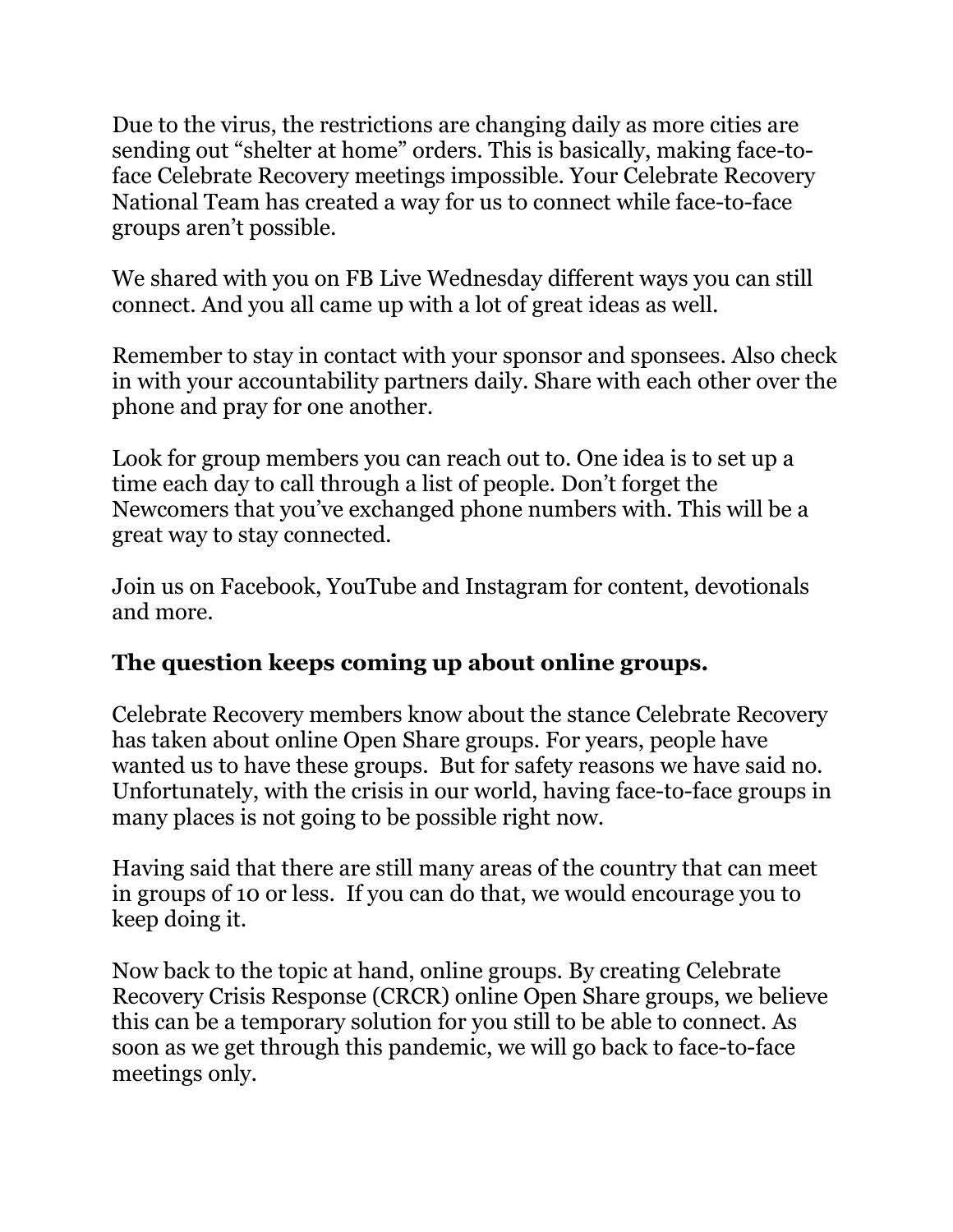Due to the virus, the restrictions are changing daily as more cities are sending out "shelter at home" orders. This is basically, making face-to-face Celebrate Recovery meetings impossible. Your Celebrate Recovery National Team has created a way for us to connect while face-to-face groups aren't possible.

We shared with you on FB Live Wednesday different ways you can still connect. And you all came up with a lot of great ideas as well.

Remember to stay in contact with your sponsor and sponsees. Also check in with your accountability partners daily. Share with each other over the phone and pray for one another.

Look for group members you can reach out to. One idea is to set up a time each day to call through a list of people. Don't forget the Newcomers that you've exchanged phone numbers with. This will be a great way to stay connected.

Join us on Facebook, YouTube and Instagram for content, devotionals and more.

### The question keeps coming up about online groups.

Celebrate Recovery members know about the stance Celebrate Recovery has taken about online Open Share groups. For years, people have wanted us to have these groups. But for safety reasons we have said no. Unfortunately, with the crisis in our world, having face-to-face groups in many places is not going to be possible right now.

Having said that there are still many areas of the country that can meet in groups of 10 or less. If you can do that, we would encourage you to keep doing it.

Now back to the topic at hand, online groups. By creating Celebrate Recovery Crisis Response (CRCR) online Open Share groups, we believe this can be a temporary solution for you still to be able to connect. As soon as we get through this pandemic, we will go back to face-to-face meetings only.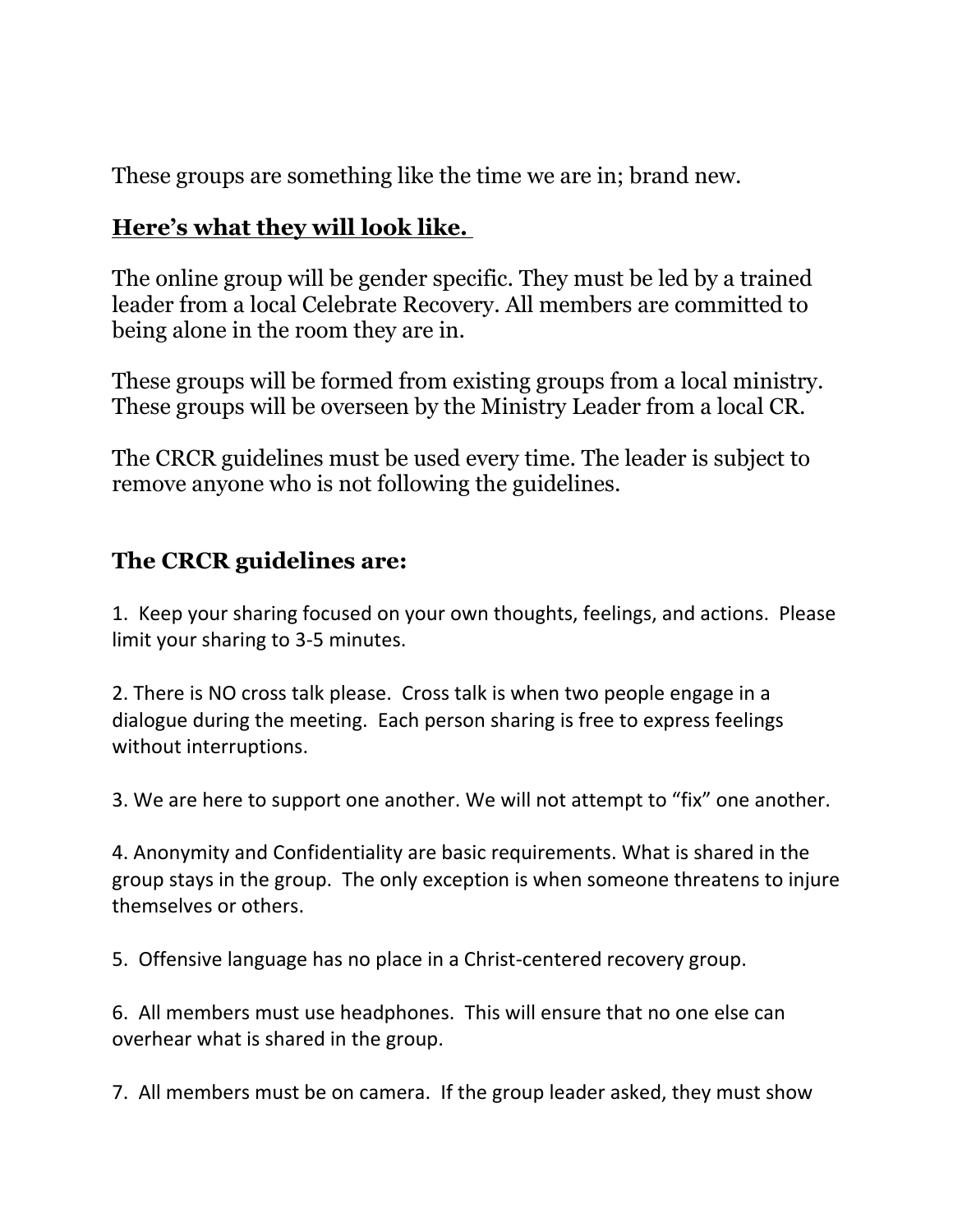These groups are something like the time we are in; brand new.

**<u>Here's what they will look like.</u>**

The online group will be gender specific. They must be led by a trained leader from a local Celebrate Recovery. All members are committed to being alone in the room they are in.

These groups will be formed from existing groups from a local ministry. These groups will be overseen by the Ministry Leader from a local CR.

The CRCR guidelines must be used every time. The leader is subject to remove anyone who is not following the guidelines.

## The CRCR guidelines are:

1. Keep your sharing focused on your own thoughts, feelings, and actions. Please limit your sharing to 3-5 minutes.

2. There is NO cross talk please. Cross talk is when two people engage in a dialogue during the meeting. Each person sharing is free to express feelings without interruptions.

3. We are here to support one another. We will not attempt to "fix" one another.

4. Anonymity and Confidentiality are basic requirements. What is shared in the group stays in the group. The only exception is when someone threatens to injure themselves or others.

5. Offensive language has no place in a Christ-centered recovery group.

6. All members must use headphones. This will ensure that no one else can overhear what is shared in the group.

7. All members must be on camera. If the group leader asked, they must show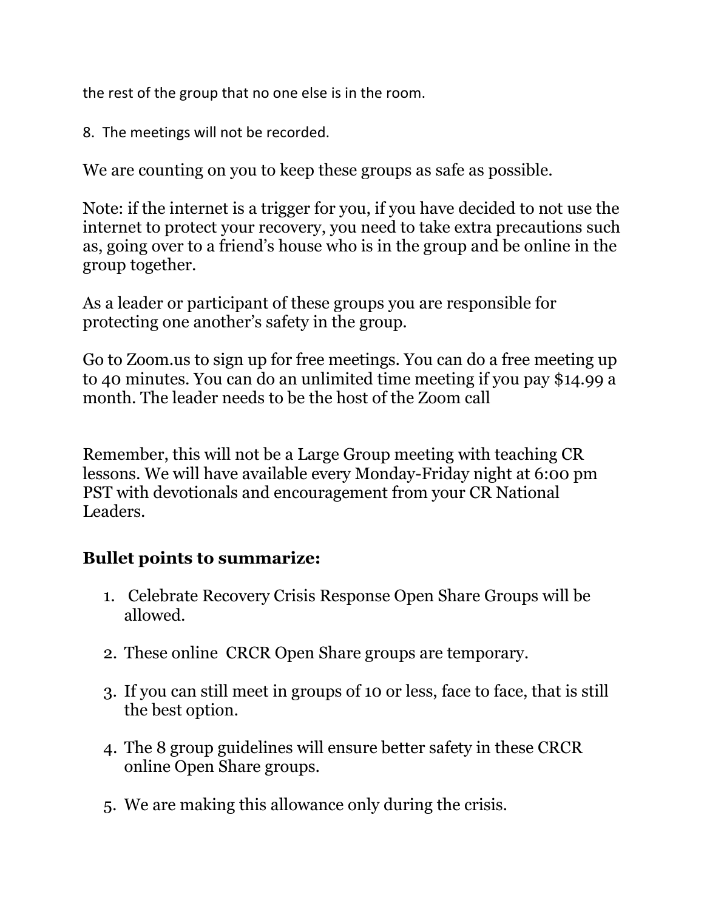the rest of the group that no one else is in the room.

8. The meetings will not be recorded.

We are counting on you to keep these groups as safe as possible.

Note: if the internet is a trigger for you, if you have decided to not use the internet to protect your recovery, you need to take extra precautions such as, going over to a friend's house who is in the group and be online in the group together.

As a leader or participant of these groups you are responsible for protecting one another's safety in the group.

Go to Zoom.us to sign up for free meetings. You can do a free meeting up to 40 minutes. You can do an unlimited time meeting if you pay $14.99 a month. The leader needs to be the host of the Zoom call

Remember, this will not be a Large Group meeting with teaching CR lessons. We will have available every Monday-Friday night at 6:00 pm PST with devotionals and encouragement from your CR National Leaders.

**Bullet points to summarize:**

1. Celebrate Recovery Crisis Response Open Share Groups will be allowed.
2. These online CRCR Open Share groups are temporary.
3. If you can still meet in groups of 10 or less, face to face, that is still the best option.
4. The 8 group guidelines will ensure better safety in these CRCR online Open Share groups.
5. We are making this allowance only during the crisis.